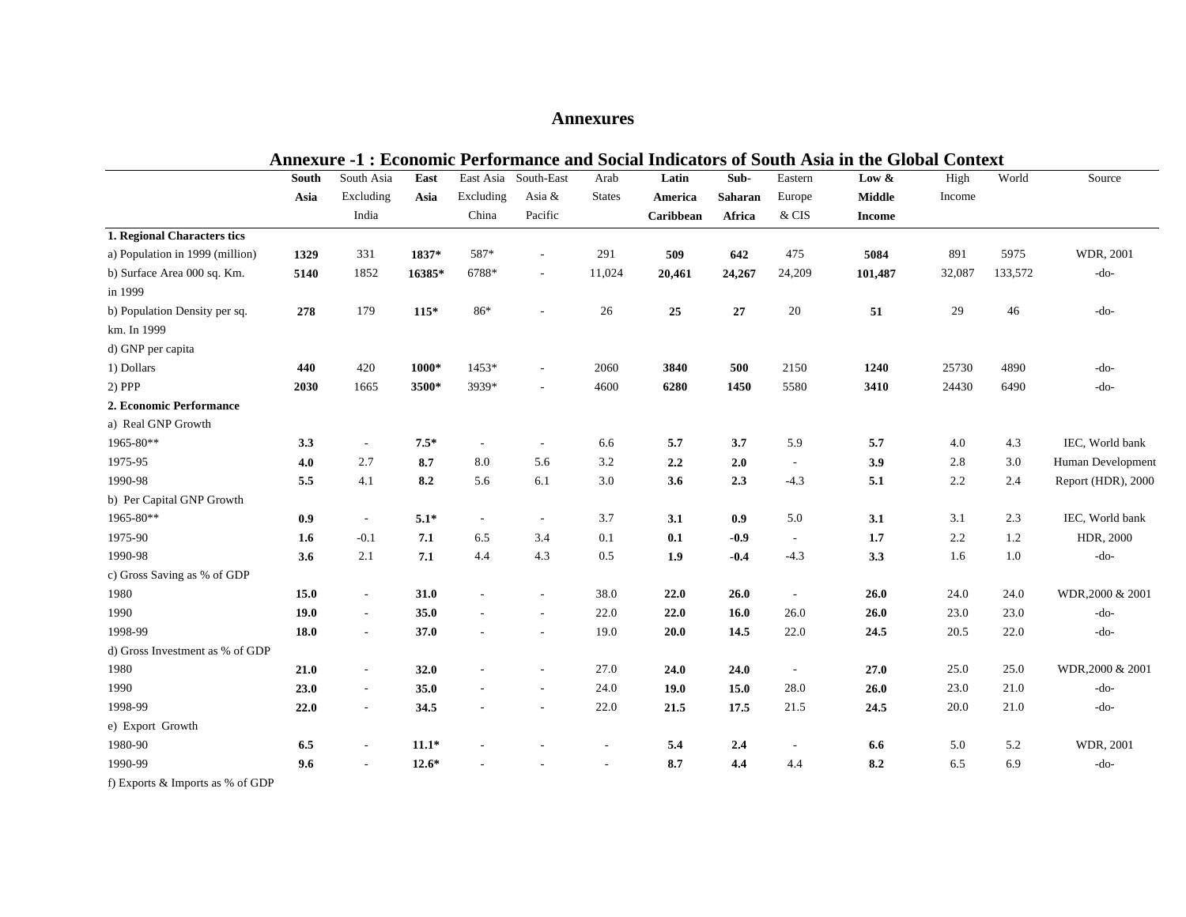# Annexures

## Annexure -1 : Economic Performance and Social Indicators of South Asia in the Global Context

| | **South Asia** | South Asia Excluding India | **East Asia** | East Asia Excluding China | South-East Asia & Pacific | Arab States | **Latin America Caribbean** | **Sub-Saharan Africa** | Eastern Europe & CIS | **Low & Middle Income** | High Income | World | Source |
|---|---|---|---|---|---|---|---|---|---|---|---|---|---|
| **1. Regional Characters tics** | | | | | | | | | | | | | |
| a) Population in 1999 (million) | **1329** | 331 | **1837*** | 587* | - | 291 | **509** | **642** | 475 | **5084** | 891 | 5975 | WDR, 2001 |
| b) Surface Area 000 sq. Km. in 1999 | **5140** | 1852 | **16385*** | 6788* | - | 11,024 | **20,461** | **24,267** | 24,209 | **101,487** | 32,087 | 133,572 | -do- |
| b) Population Density per sq. km. In 1999 | **278** | 179 | **115*** | 86* | - | 26 | **25** | **27** | 20 | **51** | 29 | 46 | -do- |
| d) GNP per capita | | | | | | | | | | | | | |
| 1) Dollars | **440** | 420 | **1000*** | 1453* | - | 2060 | **3840** | **500** | 2150 | **1240** | 25730 | 4890 | -do- |
| 2) PPP | **2030** | 1665 | **3500*** | 3939* | - | 4600 | **6280** | **1450** | 5580 | **3410** | 24430 | 6490 | -do- |
| **2. Economic Performance** | | | | | | | | | | | | | |
| a) Real GNP Growth | | | | | | | | | | | | | |
| 1965-80** | **3.3** | - | **7.5*** | - | - | 6.6 | **5.7** | **3.7** | 5.9 | **5.7** | 4.0 | 4.3 | IEC, World bank |
| 1975-95 | **4.0** | 2.7 | **8.7** | 8.0 | 5.6 | 3.2 | **2.2** | **2.0** | - | **3.9** | 2.8 | 3.0 | Human Development |
| 1990-98 | **5.5** | 4.1 | **8.2** | 5.6 | 6.1 | 3.0 | **3.6** | **2.3** | -4.3 | **5.1** | 2.2 | 2.4 | Report (HDR), 2000 |
| b) Per Capital GNP Growth | | | | | | | | | | | | | |
| 1965-80** | **0.9** | - | **5.1*** | - | - | 3.7 | **3.1** | **0.9** | 5.0 | **3.1** | 3.1 | 2.3 | IEC, World bank |
| 1975-90 | **1.6** | -0.1 | **7.1** | 6.5 | 3.4 | 0.1 | **0.1** | **-0.9** | - | **1.7** | 2.2 | 1.2 | HDR, 2000 |
| 1990-98 | **3.6** | 2.1 | **7.1** | 4.4 | 4.3 | 0.5 | **1.9** | **-0.4** | -4.3 | **3.3** | 1.6 | 1.0 | -do- |
| c) Gross Saving as % of GDP | | | | | | | | | | | | | |
| 1980 | **15.0** | - | **31.0** | - | - | 38.0 | **22.0** | **26.0** | - | **26.0** | 24.0 | 24.0 | WDR,2000 & 2001 |
| 1990 | **19.0** | - | **35.0** | - | - | 22.0 | **22.0** | **16.0** | 26.0 | **26.0** | 23.0 | 23.0 | -do- |
| 1998-99 | **18.0** | - | **37.0** | - | - | 19.0 | **20.0** | **14.5** | 22.0 | **24.5** | 20.5 | 22.0 | -do- |
| d) Gross Investment as % of GDP | | | | | | | | | | | | | |
| 1980 | **21.0** | - | **32.0** | - | - | 27.0 | **24.0** | **24.0** | - | **27.0** | 25.0 | 25.0 | WDR,2000 & 2001 |
| 1990 | **23.0** | - | **35.0** | - | - | 24.0 | **19.0** | **15.0** | 28.0 | **26.0** | 23.0 | 21.0 | -do- |
| 1998-99 | **22.0** | - | **34.5** | - | - | 22.0 | **21.5** | **17.5** | 21.5 | **24.5** | 20.0 | 21.0 | -do- |
| e) Export Growth | | | | | | | | | | | | | |
| 1980-90 | **6.5** | - | **11.1*** | - | - | - | **5.4** | **2.4** | - | **6.6** | 5.0 | 5.2 | WDR, 2001 |
| 1990-99 | **9.6** | - | **12.6*** | - | - | - | **8.7** | **4.4** | 4.4 | **8.2** | 6.5 | 6.9 | -do- |
| f) Exports & Imports as % of GDP | | | | | | | | | | | | | |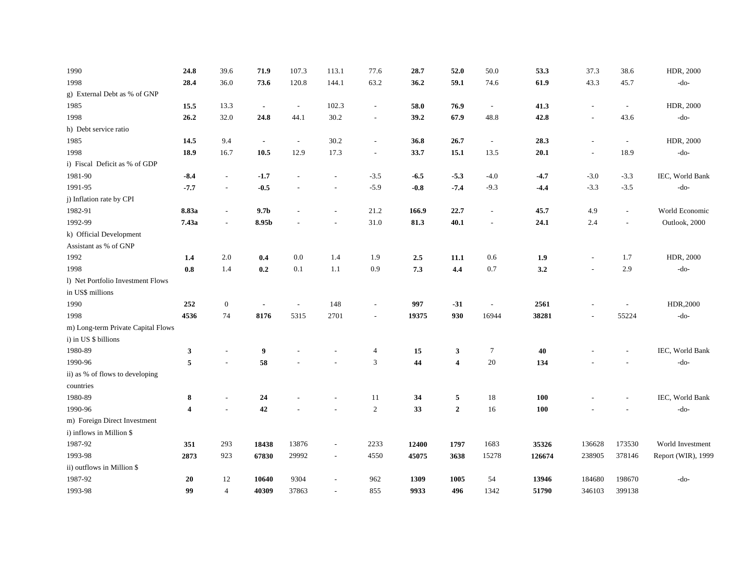| | | | | | | | | | | | | | |
|---|---|---|---|---|---|---|---|---|---|---|---|---|---|
| 1990 | **24.8** | 39.6 | **71.9** | 107.3 | 113.1 | 77.6 | **28.7** | **52.0** | 50.0 | **53.3** | 37.3 | 38.6 | HDR, 2000 |
| 1998 | **28.4** | 36.0 | **73.6** | 120.8 | 144.1 | 63.2 | **36.2** | **59.1** | 74.6 | **61.9** | 43.3 | 45.7 | -do- |
| g) External Debt as % of GNP | | | | | | | | | | | | | |
| 1985 | **15.5** | 13.3 | **-** | - | 102.3 | - | **58.0** | **76.9** | - | **41.3** | - | - | HDR, 2000 |
| 1998 | **26.2** | 32.0 | **24.8** | 44.1 | 30.2 | - | **39.2** | **67.9** | 48.8 | **42.8** | - | 43.6 | -do- |
| h) Debt service ratio | | | | | | | | | | | | | |
| 1985 | **14.5** | 9.4 | **-** | - | 30.2 | - | **36.8** | **26.7** | - | **28.3** | - | - | HDR, 2000 |
| 1998 | **18.9** | 16.7 | **10.5** | 12.9 | 17.3 | - | **33.7** | **15.1** | 13.5 | **20.1** | - | 18.9 | -do- |
| i) Fiscal Deficit as % of GDP | | | | | | | | | | | | | |
| 1981-90 | **-8.4** | - | **-1.7** | - | - | -3.5 | **-6.5** | **-5.3** | -4.0 | **-4.7** | -3.0 | -3.3 | IEC, World Bank |
| 1991-95 | **-7.7** | - | **-0.5** | - | - | -5.9 | **-0.8** | **-7.4** | -9.3 | **-4.4** | -3.3 | -3.5 | -do- |
| j) Inflation rate by CPI | | | | | | | | | | | | | |
| 1982-91 | **8.83a** | - | **9.7b** | - | - | 21.2 | **166.9** | **22.7** | - | **45.7** | 4.9 | - | World Economic |
| 1992-99 | **7.43a** | - | **8.95b** | - | - | 31.0 | **81.3** | **40.1** | - | **24.1** | 2.4 | - | Outlook, 2000 |
| k) Official Development Assistant as % of GNP | | | | | | | | | | | | | |
| 1992 | **1.4** | 2.0 | **0.4** | 0.0 | 1.4 | 1.9 | **2.5** | **11.1** | 0.6 | **1.9** | - | 1.7 | HDR, 2000 |
| 1998 | **0.8** | 1.4 | **0.2** | 0.1 | 1.1 | 0.9 | **7.3** | **4.4** | 0.7 | **3.2** | - | 2.9 | -do- |
| l) Net Portfolio Investment Flows in US$ millions | | | | | | | | | | | | | |
| 1990 | **252** | 0 | **-** | - | 148 | - | **997** | **-31** | - | **2561** | - | - | HDR,2000 |
| 1998 | **4536** | 74 | **8176** | 5315 | 2701 | - | **19375** | **930** | 16944 | **38281** | - | 55224 | -do- |
| m) Long-term Private Capital Flows | | | | | | | | | | | | | |
| i) in US $ billions | | | | | | | | | | | | | |
| 1980-89 | **3** | - | **9** | - | - | 4 | **15** | **3** | 7 | **40** | - | - | IEC, World Bank |
| 1990-96 | **5** | - | **58** | - | - | 3 | **44** | **4** | 20 | **134** | - | - | -do- |
| ii) as % of flows to developing countries | | | | | | | | | | | | | |
| 1980-89 | **8** | - | **24** | - | - | 11 | **34** | **5** | 18 | **100** | - | - | IEC, World Bank |
| 1990-96 | **4** | - | **42** | - | - | 2 | **33** | **2** | 16 | **100** | - | - | -do- |
| m) Foreign Direct Investment | | | | | | | | | | | | | |
| i) inflows in Million $ | | | | | | | | | | | | | |
| 1987-92 | **351** | 293 | **18438** | 13876 | - | 2233 | **12400** | **1797** | 1683 | **35326** | 136628 | 173530 | World Investment |
| 1993-98 | **2873** | 923 | **67830** | 29992 | - | 4550 | **45075** | **3638** | 15278 | **126674** | 238905 | 378146 | Report (WIR), 1999 |
| ii) outflows in Million $ | | | | | | | | | | | | | |
| 1987-92 | **20** | 12 | **10640** | 9304 | - | 962 | **1309** | **1005** | 54 | **13946** | 184680 | 198670 | -do- |
| 1993-98 | **99** | 4 | **40309** | 37863 | - | 855 | **9933** | **496** | 1342 | **51790** | 346103 | 399138 | |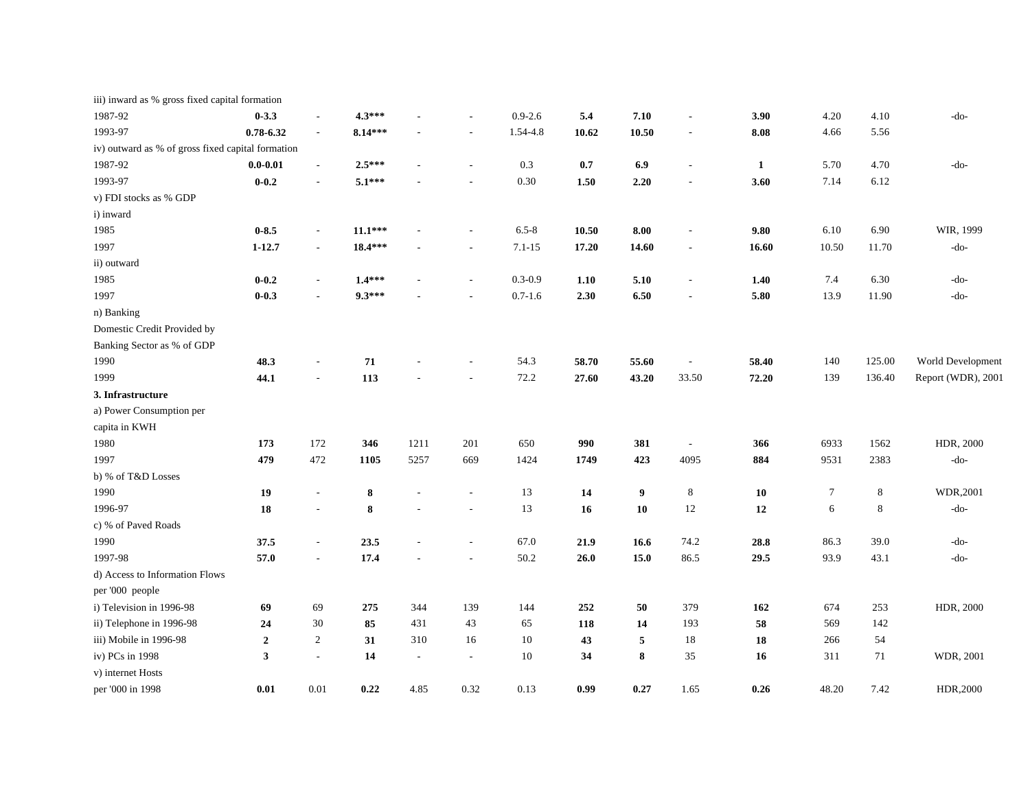| | | | | | | | | | | | | | |
|---|---|---|---|---|---|---|---|---|---|---|---|---|---|
| iii) inward as % gross fixed capital formation | | | | | | | | | | | | | |
| 1987-92 | **0-3.3** | - | **4.3*** ** | - | - | 0.9-2.6 | **5.4** | **7.10** | - | **3.90** | 4.20 | 4.10 | -do- |
| 1993-97 | **0.78-6.32** | - | **8.14*** ** | - | - | 1.54-4.8 | **10.62** | **10.50** | - | **8.08** | 4.66 | 5.56 | |
| iv) outward as % of gross fixed capital formation | | | | | | | | | | | | | |
| 1987-92 | **0.0-0.01** | - | **2.5*** ** | - | - | 0.3 | **0.7** | **6.9** | - | **1** | 5.70 | 4.70 | -do- |
| 1993-97 | **0-0.2** | - | **5.1*** ** | - | - | 0.30 | **1.50** | **2.20** | - | **3.60** | 7.14 | 6.12 | |
| v) FDI stocks as % GDP | | | | | | | | | | | | | |
| i) inward | | | | | | | | | | | | | |
| 1985 | **0-8.5** | - | **11.1*** ** | - | - | 6.5-8 | **10.50** | **8.00** | - | **9.80** | 6.10 | 6.90 | WIR, 1999 |
| 1997 | **1-12.7** | - | **18.4*** ** | - | - | 7.1-15 | **17.20** | **14.60** | - | **16.60** | 10.50 | 11.70 | -do- |
| ii) outward | | | | | | | | | | | | | |
| 1985 | **0-0.2** | - | **1.4*** ** | - | - | 0.3-0.9 | **1.10** | **5.10** | - | **1.40** | 7.4 | 6.30 | -do- |
| 1997 | **0-0.3** | - | **9.3*** ** | - | - | 0.7-1.6 | **2.30** | **6.50** | - | **5.80** | 13.9 | 11.90 | -do- |
| n) Banking | | | | | | | | | | | | | |
| Domestic Credit Provided by Banking Sector as % of GDP | | | | | | | | | | | | | |
| 1990 | **48.3** | - | **71** | - | - | 54.3 | **58.70** | **55.60** | - | **58.40** | 140 | 125.00 | World Development |
| 1999 | **44.1** | - | **113** | - | - | 72.2 | **27.60** | **43.20** | 33.50 | **72.20** | 139 | 136.40 | Report (WDR), 2001 |
| **3. Infrastructure** | | | | | | | | | | | | | |
| a) Power Consumption per capita in KWH | | | | | | | | | | | | | |
| 1980 | **173** | 172 | **346** | 1211 | 201 | 650 | **990** | **381** | - | **366** | 6933 | 1562 | HDR, 2000 |
| 1997 | **479** | 472 | **1105** | 5257 | 669 | 1424 | **1749** | **423** | 4095 | **884** | 9531 | 2383 | -do- |
| b) % of T&D Losses | | | | | | | | | | | | | |
| 1990 | **19** | - | **8** | - | - | 13 | **14** | **9** | 8 | **10** | 7 | 8 | WDR,2001 |
| 1996-97 | **18** | - | **8** | - | - | 13 | **16** | **10** | 12 | **12** | 6 | 8 | -do- |
| c) % of Paved Roads | | | | | | | | | | | | | |
| 1990 | **37.5** | - | **23.5** | - | - | 67.0 | **21.9** | **16.6** | 74.2 | **28.8** | 86.3 | 39.0 | -do- |
| 1997-98 | **57.0** | - | **17.4** | - | - | 50.2 | **26.0** | **15.0** | 86.5 | **29.5** | 93.9 | 43.1 | -do- |
| d) Access to Information Flows per '000 people | | | | | | | | | | | | | |
| i) Television in 1996-98 | **69** | 69 | **275** | 344 | 139 | 144 | **252** | **50** | 379 | **162** | 674 | 253 | HDR, 2000 |
| ii) Telephone in 1996-98 | **24** | 30 | **85** | 431 | 43 | 65 | **118** | **14** | 193 | **58** | 569 | 142 | |
| iii) Mobile in 1996-98 | **2** | 2 | **31** | 310 | 16 | 10 | **43** | **5** | 18 | **18** | 266 | 54 | |
| iv) PCs in 1998 | **3** | - | **14** | - | - | 10 | **34** | **8** | 35 | **16** | 311 | 71 | WDR, 2001 |
| v) internet Hosts per '000 in 1998 | **0.01** | 0.01 | **0.22** | 4.85 | 0.32 | 0.13 | **0.99** | **0.27** | 1.65 | **0.26** | 48.20 | 7.42 | HDR,2000 |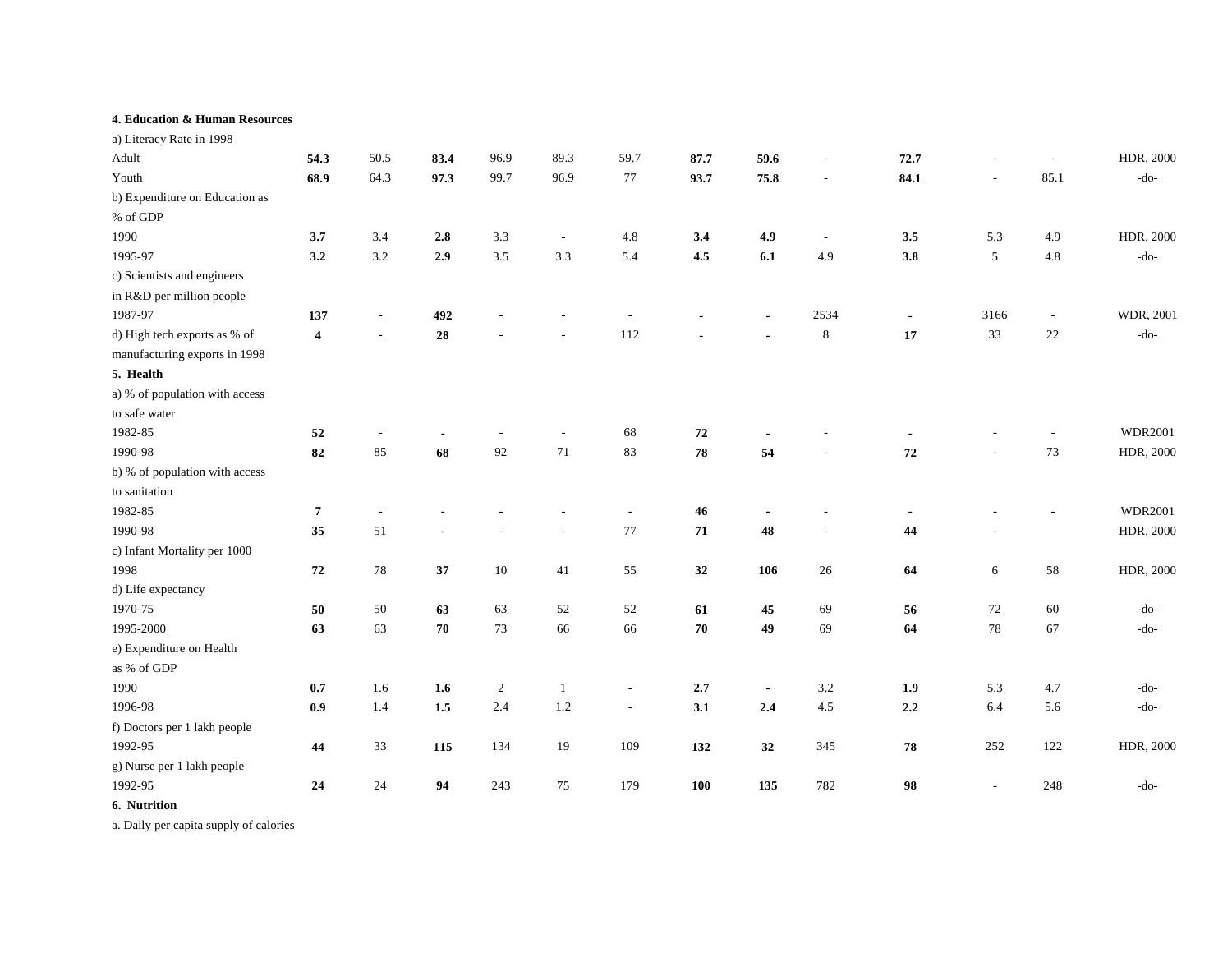| | | | | | | | | | | | | | |
|---|---|---|---|---|---|---|---|---|---|---|---|---|---|
| **4. Education & Human Resources** | | | | | | | | | | | | | |
| a) Literacy Rate in 1998 | | | | | | | | | | | | | |
| Adult | **54.3** | 50.5 | **83.4** | 96.9 | 89.3 | 59.7 | **87.7** | **59.6** | - | **72.7** | - | - | HDR, 2000 |
| Youth | **68.9** | 64.3 | **97.3** | 99.7 | 96.9 | 77 | **93.7** | **75.8** | - | **84.1** | - | 85.1 | -do- |
| b) Expenditure on Education as % of GDP | | | | | | | | | | | | | |
| 1990 | **3.7** | 3.4 | **2.8** | 3.3 | - | 4.8 | **3.4** | **4.9** | - | **3.5** | 5.3 | 4.9 | HDR, 2000 |
| 1995-97 | **3.2** | 3.2 | **2.9** | 3.5 | 3.3 | 5.4 | **4.5** | **6.1** | 4.9 | **3.8** | 5 | 4.8 | -do- |
| c) Scientists and engineers in R&D per million people | | | | | | | | | | | | | |
| 1987-97 | **137** | - | **492** | - | - | - | **-** | **-** | 2534 | **-** | 3166 | - | WDR, 2001 |
| d) High tech exports as % of manufacturing exports in 1998 | **4** | - | **28** | - | - | 112 | **-** | **-** | 8 | **17** | 33 | 22 | -do- |
| **5. Health** | | | | | | | | | | | | | |
| a) % of population with access to safe water | | | | | | | | | | | | | |
| 1982-85 | **52** | - | **-** | - | - | 68 | **72** | **-** | - | **-** | - | - | WDR2001 |
| 1990-98 | **82** | 85 | **68** | 92 | 71 | 83 | **78** | **54** | - | **72** | - | 73 | HDR, 2000 |
| b) % of population with access to sanitation | | | | | | | | | | | | | |
| 1982-85 | **7** | - | **-** | - | - | - | **46** | **-** | - | **-** | - | - | WDR2001 |
| 1990-98 | **35** | 51 | **-** | - | - | 77 | **71** | **48** | - | **44** | - | | HDR, 2000 |
| c) Infant Mortality per 1000 | | | | | | | | | | | | | |
| 1998 | **72** | 78 | **37** | 10 | 41 | 55 | **32** | **106** | 26 | **64** | 6 | 58 | HDR, 2000 |
| d) Life expectancy | | | | | | | | | | | | | |
| 1970-75 | **50** | 50 | **63** | 63 | 52 | 52 | **61** | **45** | 69 | **56** | 72 | 60 | -do- |
| 1995-2000 | **63** | 63 | **70** | 73 | 66 | 66 | **70** | **49** | 69 | **64** | 78 | 67 | -do- |
| e) Expenditure on Health as % of GDP | | | | | | | | | | | | | |
| 1990 | **0.7** | 1.6 | **1.6** | 2 | 1 | - | **2.7** | **-** | 3.2 | **1.9** | 5.3 | 4.7 | -do- |
| 1996-98 | **0.9** | 1.4 | **1.5** | 2.4 | 1.2 | - | **3.1** | **2.4** | 4.5 | **2.2** | 6.4 | 5.6 | -do- |
| f) Doctors per 1 lakh people | | | | | | | | | | | | | |
| 1992-95 | **44** | 33 | **115** | 134 | 19 | 109 | **132** | **32** | 345 | **78** | 252 | 122 | HDR, 2000 |
| g) Nurse per 1 lakh people | | | | | | | | | | | | | |
| 1992-95 | **24** | 24 | **94** | 243 | 75 | 179 | **100** | **135** | 782 | **98** | - | 248 | -do- |
| **6. Nutrition** | | | | | | | | | | | | | |
| a. Daily per capita supply of calories | | | | | | | | | | | | | |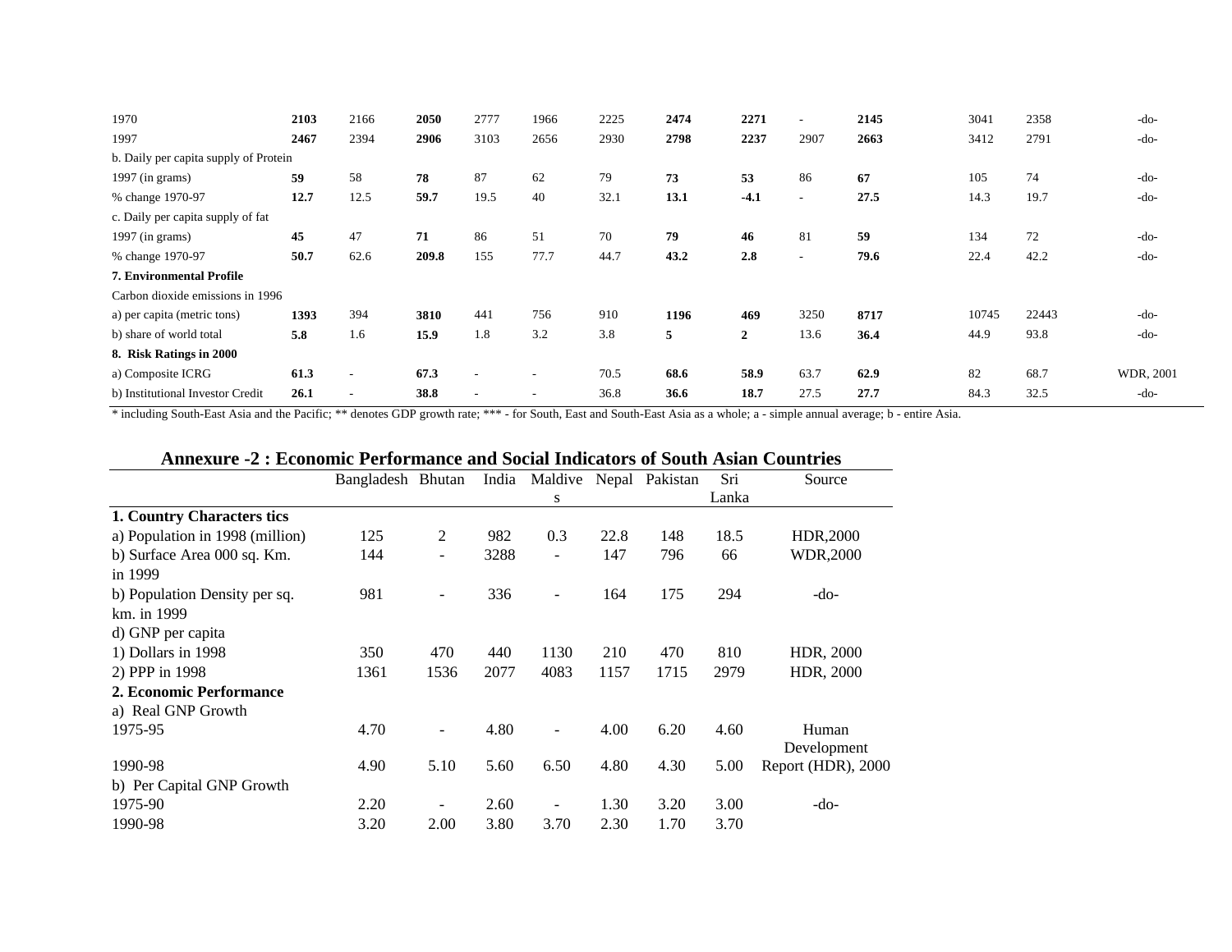| | | | | | | | | | | | | | |
|---|---|---|---|---|---|---|---|---|---|---|---|---|---|
| 1970 | **2103** | 2166 | **2050** | 2777 | 1966 | 2225 | **2474** | **2271** | - | **2145** | 3041 | 2358 | -do- |
| 1997 | **2467** | 2394 | **2906** | 3103 | 2656 | 2930 | **2798** | **2237** | 2907 | **2663** | 3412 | 2791 | -do- |
| b. Daily per capita supply of Protein | | | | | | | | | | | | | |
| 1997 (in grams) | **59** | 58 | **78** | 87 | 62 | 79 | **73** | **53** | 86 | **67** | 105 | 74 | -do- |
| % change 1970-97 | **12.7** | 12.5 | **59.7** | 19.5 | 40 | 32.1 | **13.1** | **-4.1** | - | **27.5** | 14.3 | 19.7 | -do- |
| c. Daily per capita supply of fat | | | | | | | | | | | | | |
| 1997 (in grams) | **45** | 47 | **71** | 86 | 51 | 70 | **79** | **46** | 81 | **59** | 134 | 72 | -do- |
| % change 1970-97 | **50.7** | 62.6 | **209.8** | 155 | 77.7 | 44.7 | **43.2** | **2.8** | - | **79.6** | 22.4 | 42.2 | -do- |
| **7. Environmental Profile** | | | | | | | | | | | | | |
| Carbon dioxide emissions in 1996 | | | | | | | | | | | | | |
| a) per capita (metric tons) | **1393** | 394 | **3810** | 441 | 756 | 910 | **1196** | **469** | 3250 | **8717** | 10745 | 22443 | -do- |
| b) share of world total | **5.8** | 1.6 | **15.9** | 1.8 | 3.2 | 3.8 | **5** | **2** | 13.6 | **36.4** | 44.9 | 93.8 | -do- |
| **8. Risk Ratings in 2000** | | | | | | | | | | | | | |
| a) Composite ICRG | **61.3** | - | **67.3** | - | - | 70.5 | **68.6** | **58.9** | 63.7 | **62.9** | 82 | 68.7 | WDR, 2001 |
| b) Institutional Investor Credit | **26.1** | - | **38.8** | - | - | 36.8 | **36.6** | **18.7** | 27.5 | **27.7** | 84.3 | 32.5 | -do- |

* including South-East Asia and the Pacific; ** denotes GDP growth rate; *** - for South, East and South-East Asia as a whole; a - simple annual average; b - entire Asia.

## Annexure -2 : Economic Performance and Social Indicators of South Asian Countries

| | Bangladesh | Bhutan | India | Maldives | Nepal | Pakistan | Sri Lanka | Source |
|---|---|---|---|---|---|---|---|---|
| **1. Country Characters tics** | | | | | | | | |
| a) Population in 1998 (million) | 125 | 2 | 982 | 0.3 | 22.8 | 148 | 18.5 | HDR,2000 |
| b) Surface Area 000 sq. Km. in 1999 | 144 | - | 3288 | - | 147 | 796 | 66 | WDR,2000 |
| b) Population Density per sq. km. in 1999 | 981 | - | 336 | - | 164 | 175 | 294 | -do- |
| d) GNP per capita | | | | | | | | |
| 1) Dollars in 1998 | 350 | 470 | 440 | 1130 | 210 | 470 | 810 | HDR, 2000 |
| 2) PPP in 1998 | 1361 | 1536 | 2077 | 4083 | 1157 | 1715 | 2979 | HDR, 2000 |
| **2. Economic Performance** | | | | | | | | |
| a) Real GNP Growth | | | | | | | | |
| 1975-95 | 4.70 | - | 4.80 | - | 4.00 | 6.20 | 4.60 | Human Development |
| 1990-98 | 4.90 | 5.10 | 5.60 | 6.50 | 4.80 | 4.30 | 5.00 | Report (HDR), 2000 |
| b) Per Capital GNP Growth | | | | | | | | |
| 1975-90 | 2.20 | - | 2.60 | - | 1.30 | 3.20 | 3.00 | -do- |
| 1990-98 | 3.20 | 2.00 | 3.80 | 3.70 | 2.30 | 1.70 | 3.70 | |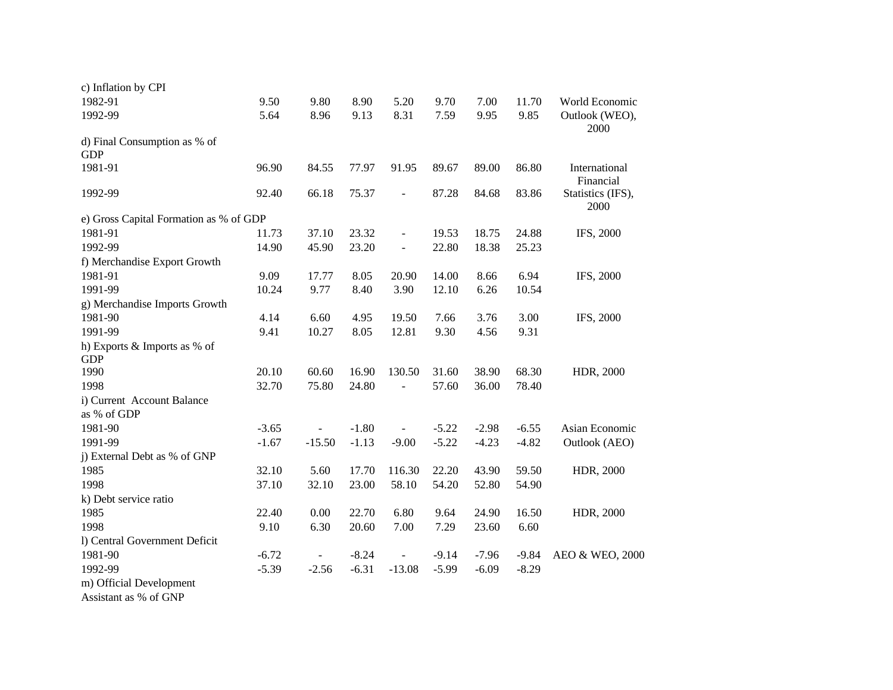| | | | | | | | | |
|---|---|---|---|---|---|---|---|---|
| c) Inflation by CPI | | | | | | | | |
| 1982-91 | 9.50 | 9.80 | 8.90 | 5.20 | 9.70 | 7.00 | 11.70 | World Economic |
| 1992-99 | 5.64 | 8.96 | 9.13 | 8.31 | 7.59 | 9.95 | 9.85 | Outlook (WEO), 2000 |
| d) Final Consumption as % of GDP | | | | | | | | |
| 1981-91 | 96.90 | 84.55 | 77.97 | 91.95 | 89.67 | 89.00 | 86.80 | International Financial |
| 1992-99 | 92.40 | 66.18 | 75.37 | - | 87.28 | 84.68 | 83.86 | Statistics (IFS), 2000 |
| e) Gross Capital Formation as % of GDP | | | | | | | | |
| 1981-91 | 11.73 | 37.10 | 23.32 | - | 19.53 | 18.75 | 24.88 | IFS, 2000 |
| 1992-99 | 14.90 | 45.90 | 23.20 | - | 22.80 | 18.38 | 25.23 | |
| f) Merchandise Export Growth | | | | | | | | |
| 1981-91 | 9.09 | 17.77 | 8.05 | 20.90 | 14.00 | 8.66 | 6.94 | IFS, 2000 |
| 1991-99 | 10.24 | 9.77 | 8.40 | 3.90 | 12.10 | 6.26 | 10.54 | |
| g) Merchandise Imports Growth | | | | | | | | |
| 1981-90 | 4.14 | 6.60 | 4.95 | 19.50 | 7.66 | 3.76 | 3.00 | IFS, 2000 |
| 1991-99 | 9.41 | 10.27 | 8.05 | 12.81 | 9.30 | 4.56 | 9.31 | |
| h) Exports & Imports as % of GDP | | | | | | | | |
| 1990 | 20.10 | 60.60 | 16.90 | 130.50 | 31.60 | 38.90 | 68.30 | HDR, 2000 |
| 1998 | 32.70 | 75.80 | 24.80 | - | 57.60 | 36.00 | 78.40 | |
| i) Current Account Balance as % of GDP | | | | | | | | |
| 1981-90 | -3.65 | - | -1.80 | - | -5.22 | -2.98 | -6.55 | Asian Economic |
| 1991-99 | -1.67 | -15.50 | -1.13 | -9.00 | -5.22 | -4.23 | -4.82 | Outlook (AEO) |
| j) External Debt as % of GNP | | | | | | | | |
| 1985 | 32.10 | 5.60 | 17.70 | 116.30 | 22.20 | 43.90 | 59.50 | HDR, 2000 |
| 1998 | 37.10 | 32.10 | 23.00 | 58.10 | 54.20 | 52.80 | 54.90 | |
| k) Debt service ratio | | | | | | | | |
| 1985 | 22.40 | 0.00 | 22.70 | 6.80 | 9.64 | 24.90 | 16.50 | HDR, 2000 |
| 1998 | 9.10 | 6.30 | 20.60 | 7.00 | 7.29 | 23.60 | 6.60 | |
| l) Central Government Deficit | | | | | | | | |
| 1981-90 | -6.72 | - | -8.24 | - | -9.14 | -7.96 | -9.84 | AEO & WEO, 2000 |
| 1992-99 | -5.39 | -2.56 | -6.31 | -13.08 | -5.99 | -6.09 | -8.29 | |
| m) Official Development Assistant as % of GNP | | | | | | | | |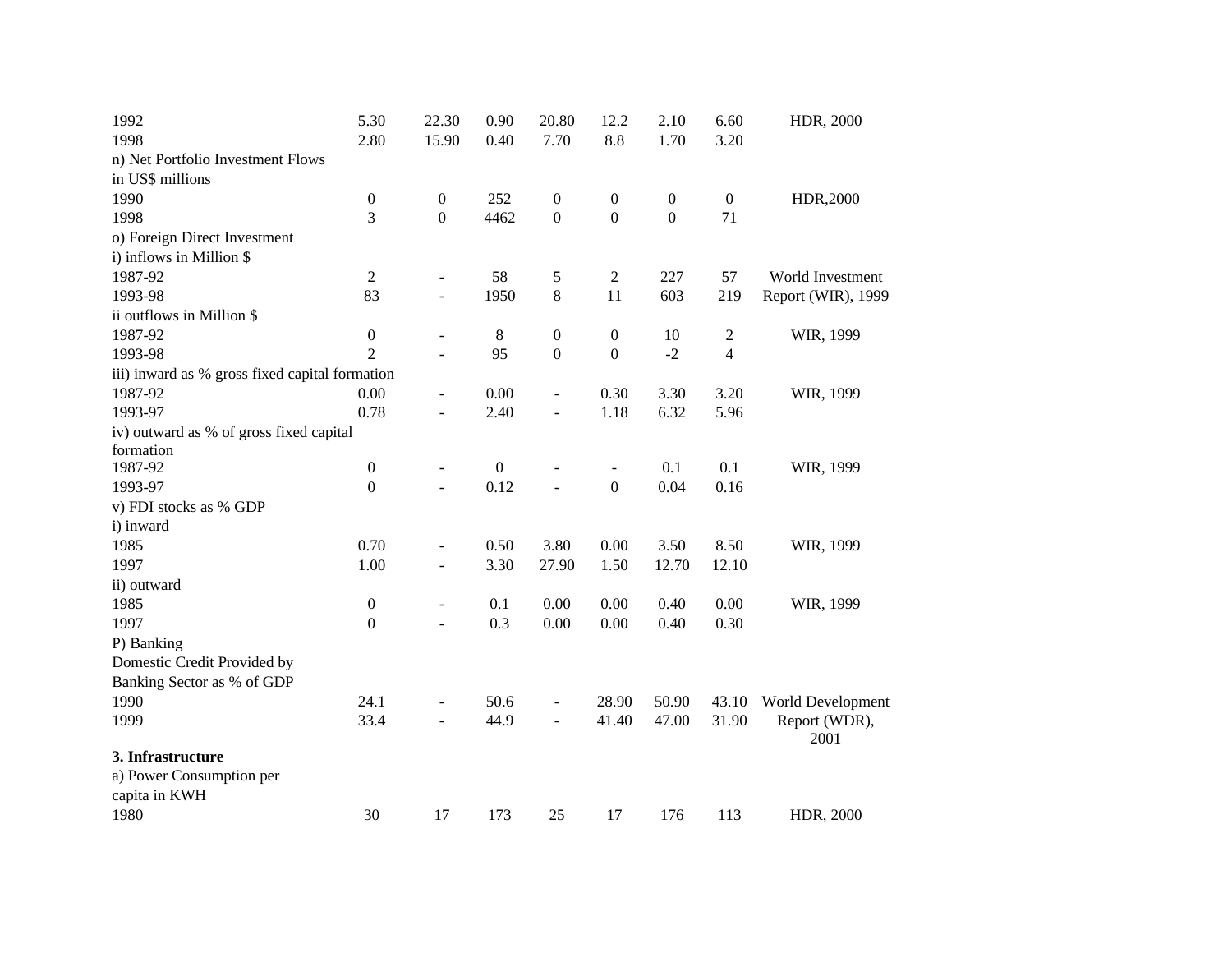| | | | | | | | | |
|---|---|---|---|---|---|---|---|---|
| 1992 | 5.30 | 22.30 | 0.90 | 20.80 | 12.2 | 2.10 | 6.60 | HDR, 2000 |
| 1998 | 2.80 | 15.90 | 0.40 | 7.70 | 8.8 | 1.70 | 3.20 | |
| n) Net Portfolio Investment Flows in US$ millions | | | | | | | | |
| 1990 | 0 | 0 | 252 | 0 | 0 | 0 | 0 | HDR,2000 |
| 1998 | 3 | 0 | 4462 | 0 | 0 | 0 | 71 | |
| o) Foreign Direct Investment | | | | | | | | |
| i) inflows in Million $ | | | | | | | | |
| 1987-92 | 2 | - | 58 | 5 | 2 | 227 | 57 | World Investment |
| 1993-98 | 83 | - | 1950 | 8 | 11 | 603 | 219 | Report (WIR), 1999 |
| ii outflows in Million $ | | | | | | | | |
| 1987-92 | 0 | - | 8 | 0 | 0 | 10 | 2 | WIR, 1999 |
| 1993-98 | 2 | - | 95 | 0 | 0 | -2 | 4 | |
| iii) inward as % gross fixed capital formation | | | | | | | | |
| 1987-92 | 0.00 | - | 0.00 | - | 0.30 | 3.30 | 3.20 | WIR, 1999 |
| 1993-97 | 0.78 | - | 2.40 | - | 1.18 | 6.32 | 5.96 | |
| iv) outward as % of gross fixed capital formation | | | | | | | | |
| 1987-92 | 0 | - | 0 | - | - | 0.1 | 0.1 | WIR, 1999 |
| 1993-97 | 0 | - | 0.12 | - | 0 | 0.04 | 0.16 | |
| v) FDI stocks as % GDP | | | | | | | | |
| i) inward | | | | | | | | |
| 1985 | 0.70 | - | 0.50 | 3.80 | 0.00 | 3.50 | 8.50 | WIR, 1999 |
| 1997 | 1.00 | - | 3.30 | 27.90 | 1.50 | 12.70 | 12.10 | |
| ii) outward | | | | | | | | |
| 1985 | 0 | - | 0.1 | 0.00 | 0.00 | 0.40 | 0.00 | WIR, 1999 |
| 1997 | 0 | - | 0.3 | 0.00 | 0.00 | 0.40 | 0.30 | |
| P) Banking | | | | | | | | |
| Domestic Credit Provided by Banking Sector as % of GDP | | | | | | | | |
| 1990 | 24.1 | - | 50.6 | - | 28.90 | 50.90 | 43.10 | World Development |
| 1999 | 33.4 | - | 44.9 | - | 41.40 | 47.00 | 31.90 | Report (WDR), 2001 |
| **3. Infrastructure** | | | | | | | | |
| a) Power Consumption per capita in KWH | | | | | | | | |
| 1980 | 30 | 17 | 173 | 25 | 17 | 176 | 113 | HDR, 2000 |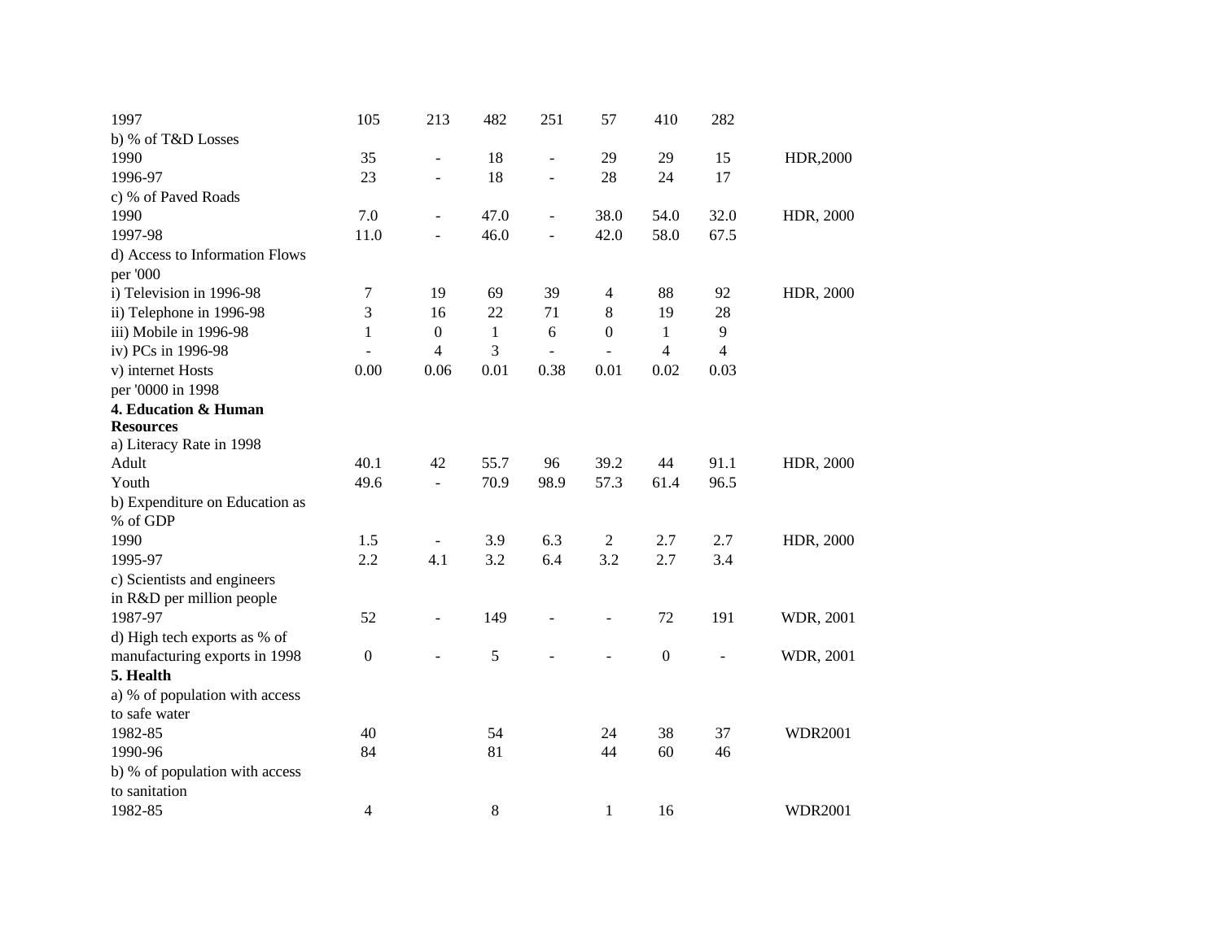| | | | | | | | | |
|---|---|---|---|---|---|---|---|---|
| 1997 | 105 | 213 | 482 | 251 | 57 | 410 | 282 | |
| b) % of T&D Losses | | | | | | | | |
| 1990 | 35 | - | 18 | - | 29 | 29 | 15 | HDR,2000 |
| 1996-97 | 23 | - | 18 | - | 28 | 24 | 17 | |
| c) % of Paved Roads | | | | | | | | |
| 1990 | 7.0 | - | 47.0 | - | 38.0 | 54.0 | 32.0 | HDR, 2000 |
| 1997-98 | 11.0 | - | 46.0 | - | 42.0 | 58.0 | 67.5 | |
| d) Access to Information Flows per '000 | | | | | | | | |
| i) Television in 1996-98 | 7 | 19 | 69 | 39 | 4 | 88 | 92 | HDR, 2000 |
| ii) Telephone in 1996-98 | 3 | 16 | 22 | 71 | 8 | 19 | 28 | |
| iii) Mobile in 1996-98 | 1 | 0 | 1 | 6 | 0 | 1 | 9 | |
| iv) PCs in 1996-98 | - | 4 | 3 | - | - | 4 | 4 | |
| v) internet Hosts per '0000 in 1998 | 0.00 | 0.06 | 0.01 | 0.38 | 0.01 | 0.02 | 0.03 | |
| **4. Education & Human Resources** | | | | | | | | |
| a) Literacy Rate in 1998 | | | | | | | | |
| Adult | 40.1 | 42 | 55.7 | 96 | 39.2 | 44 | 91.1 | HDR, 2000 |
| Youth | 49.6 | - | 70.9 | 98.9 | 57.3 | 61.4 | 96.5 | |
| b) Expenditure on Education as % of GDP | | | | | | | | |
| 1990 | 1.5 | - | 3.9 | 6.3 | 2 | 2.7 | 2.7 | HDR, 2000 |
| 1995-97 | 2.2 | 4.1 | 3.2 | 6.4 | 3.2 | 2.7 | 3.4 | |
| c) Scientists and engineers in R&D per million people | | | | | | | | |
| 1987-97 | 52 | - | 149 | - | - | 72 | 191 | WDR, 2001 |
| d) High tech exports as % of manufacturing exports in 1998 | 0 | - | 5 | - | - | 0 | - | WDR, 2001 |
| **5. Health** | | | | | | | | |
| a) % of population with access to safe water | | | | | | | | |
| 1982-85 | 40 | | 54 | | 24 | 38 | 37 | WDR2001 |
| 1990-96 | 84 | | 81 | | 44 | 60 | 46 | |
| b) % of population with access to sanitation | | | | | | | | |
| 1982-85 | 4 | | 8 | | 1 | 16 | | WDR2001 |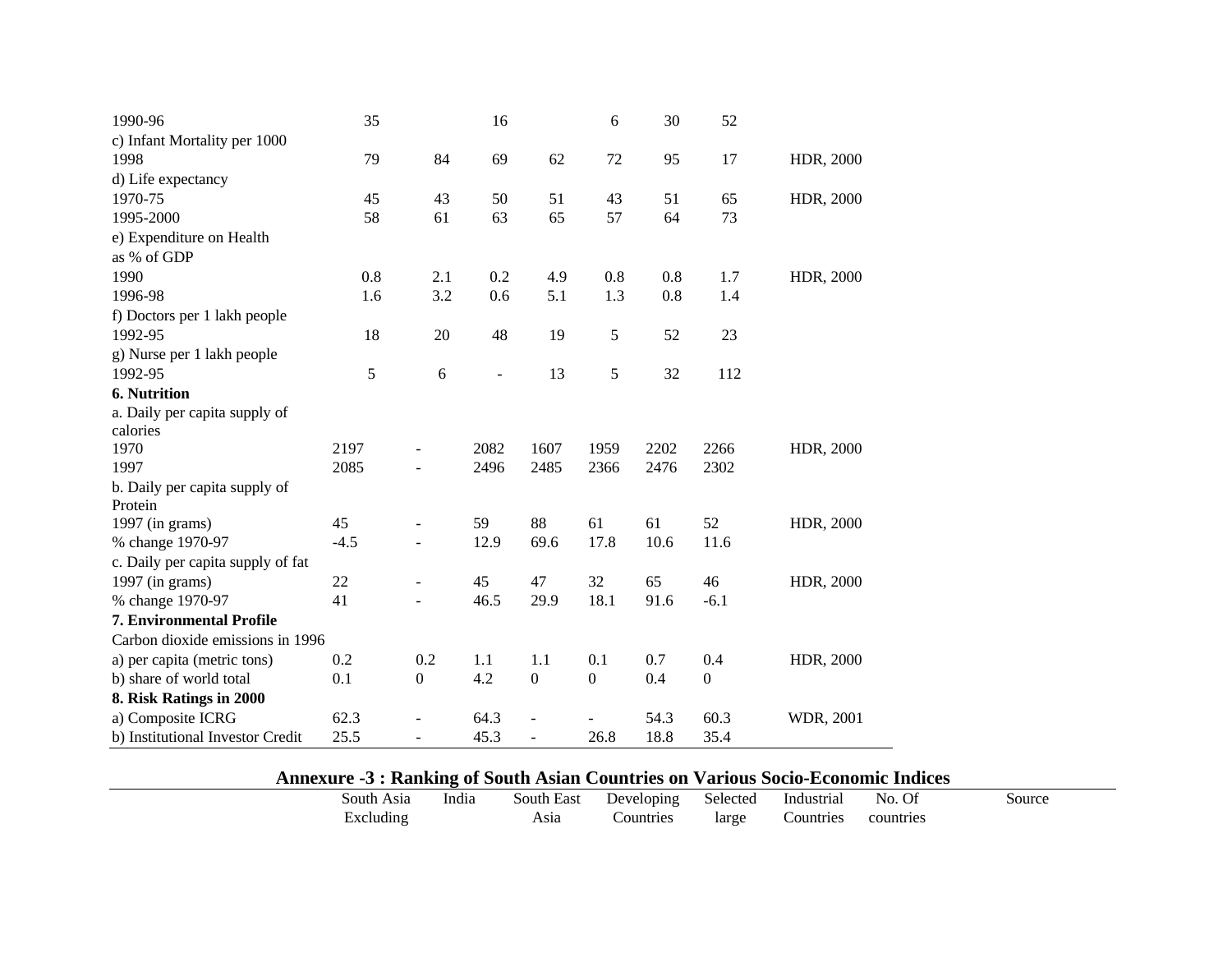| | | | | | | | | |
|---|---|---|---|---|---|---|---|---|
| 1990-96 | 35 | | 16 | | 6 | 30 | 52 | |
| c) Infant Mortality per 1000 | | | | | | | | |
| 1998 | 79 | 84 | 69 | 62 | 72 | 95 | 17 | HDR, 2000 |
| d) Life expectancy | | | | | | | | |
| 1970-75 | 45 | 43 | 50 | 51 | 43 | 51 | 65 | HDR, 2000 |
| 1995-2000 | 58 | 61 | 63 | 65 | 57 | 64 | 73 | |
| e) Expenditure on Health as % of GDP | | | | | | | | |
| 1990 | 0.8 | 2.1 | 0.2 | 4.9 | 0.8 | 0.8 | 1.7 | HDR, 2000 |
| 1996-98 | 1.6 | 3.2 | 0.6 | 5.1 | 1.3 | 0.8 | 1.4 | |
| f) Doctors per 1 lakh people | | | | | | | | |
| 1992-95 | 18 | 20 | 48 | 19 | 5 | 52 | 23 | |
| g) Nurse per 1 lakh people | | | | | | | | |
| 1992-95 | 5 | 6 | - | 13 | 5 | 32 | 112 | |
| **6. Nutrition** | | | | | | | | |
| a. Daily per capita supply of calories | | | | | | | | |
| 1970 | 2197 | - | 2082 | 1607 | 1959 | 2202 | 2266 | HDR, 2000 |
| 1997 | 2085 | - | 2496 | 2485 | 2366 | 2476 | 2302 | |
| b. Daily per capita supply of Protein | | | | | | | | |
| 1997 (in grams) | 45 | - | 59 | 88 | 61 | 61 | 52 | HDR, 2000 |
| % change 1970-97 | -4.5 | - | 12.9 | 69.6 | 17.8 | 10.6 | 11.6 | |
| c. Daily per capita supply of fat | | | | | | | | |
| 1997 (in grams) | 22 | - | 45 | 47 | 32 | 65 | 46 | HDR, 2000 |
| % change 1970-97 | 41 | - | 46.5 | 29.9 | 18.1 | 91.6 | -6.1 | |
| **7. Environmental Profile** | | | | | | | | |
| Carbon dioxide emissions in 1996 | | | | | | | | |
| a) per capita (metric tons) | 0.2 | 0.2 | 1.1 | 1.1 | 0.1 | 0.7 | 0.4 | HDR, 2000 |
| b) share of world total | 0.1 | 0 | 4.2 | 0 | 0 | 0.4 | 0 | |
| **8. Risk Ratings in 2000** | | | | | | | | |
| a) Composite ICRG | 62.3 | - | 64.3 | - | - | 54.3 | 60.3 | WDR, 2001 |
| b) Institutional Investor Credit | 25.5 | - | 45.3 | - | 26.8 | 18.8 | 35.4 | |

## Annexure -3 : Ranking of South Asian Countries on Various Socio-Economic Indices

| | South Asia Excluding | India | South East Asia | Developing Countries | Selected large | Industrial Countries | No. Of countries | Source |
|---|---|---|---|---|---|---|---|---|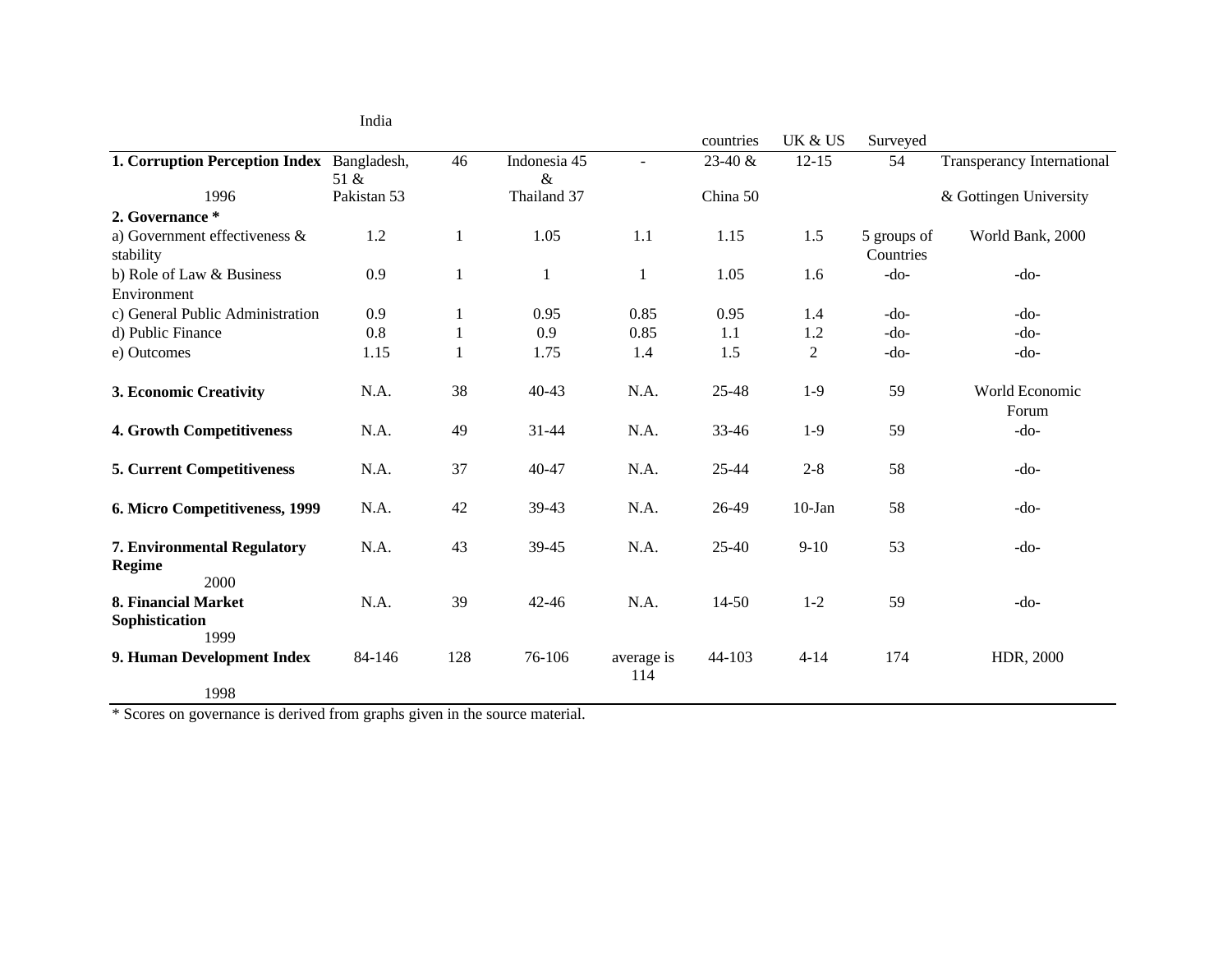| | India | | | | countries | UK & US | Surveyed | |
|---|---|---|---|---|---|---|---|---|
| **1. Corruption Perception Index** 1996 | Bangladesh, 51 & Pakistan 53 | 46 | Indonesia 45 & Thailand 37 | - | 23-40 & China 50 | 12-15 | 54 | Transperancy International & Gottingen University |
| **2. Governance *** | | | | | | | | |
| a) Government effectiveness & stability | 1.2 | 1 | 1.05 | 1.1 | 1.15 | 1.5 | 5 groups of Countries | World Bank, 2000 |
| b) Role of Law & Business Environment | 0.9 | 1 | 1 | 1 | 1.05 | 1.6 | -do- | -do- |
| c) General Public Administration | 0.9 | 1 | 0.95 | 0.85 | 0.95 | 1.4 | -do- | -do- |
| d) Public Finance | 0.8 | 1 | 0.9 | 0.85 | 1.1 | 1.2 | -do- | -do- |
| e) Outcomes | 1.15 | 1 | 1.75 | 1.4 | 1.5 | 2 | -do- | -do- |
| **3. Economic Creativity** | N.A. | 38 | 40-43 | N.A. | 25-48 | 1-9 | 59 | World Economic Forum |
| **4. Growth Competitiveness** | N.A. | 49 | 31-44 | N.A. | 33-46 | 1-9 | 59 | -do- |
| **5. Current Competitiveness** | N.A. | 37 | 40-47 | N.A. | 25-44 | 2-8 | 58 | -do- |
| **6. Micro Competitiveness, 1999** | N.A. | 42 | 39-43 | N.A. | 26-49 | 10-Jan | 58 | -do- |
| **7. Environmental Regulatory Regime** 2000 | N.A. | 43 | 39-45 | N.A. | 25-40 | 9-10 | 53 | -do- |
| **8. Financial Market Sophistication** 1999 | N.A. | 39 | 42-46 | N.A. | 14-50 | 1-2 | 59 | -do- |
| **9. Human Development Index** 1998 | 84-146 | 128 | 76-106 | average is 114 | 44-103 | 4-14 | 174 | HDR, 2000 |

* Scores on governance is derived from graphs given in the source material.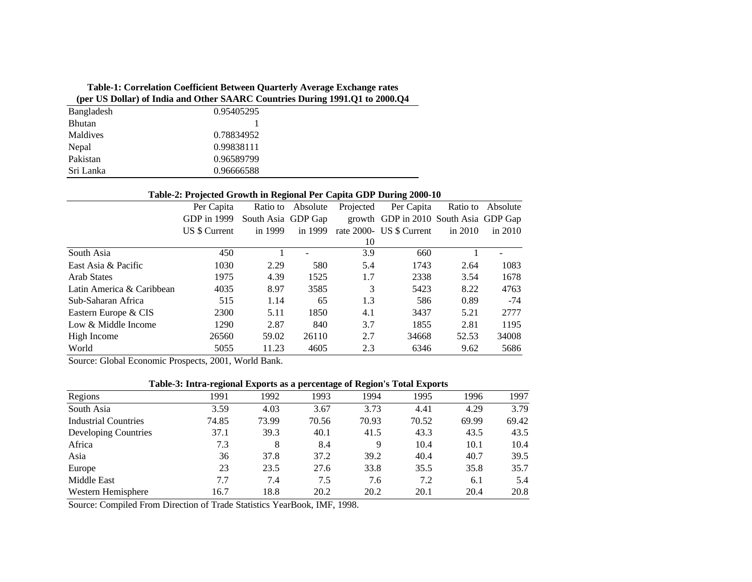**Table-1: Correlation Coefficient Between Quarterly Average Exchange rates (per US Dollar) of India and Other SAARC Countries During 1991.Q1 to 2000.Q4**

| | |
|---|---|
| Bangladesh | 0.95405295 |
| Bhutan | 1 |
| Maldives | 0.78834952 |
| Nepal | 0.99838111 |
| Pakistan | 0.96589799 |
| Sri Lanka | 0.96666588 |

**Table-2: Projected Growth in Regional Per Capita GDP During 2000-10**

| | Per Capita GDP in 1999 US $ Current | Ratio to South Asia in 1999 | Absolute GDP Gap in 1999 | Projected growth rate 2000-10 | Per Capita GDP in 2010 US $ Current | Ratio to South Asia in 2010 | Absolute GDP Gap in 2010 |
|---|---|---|---|---|---|---|---|
| South Asia | 450 | 1 | - | 3.9 | 660 | 1 | - |
| East Asia & Pacific | 1030 | 2.29 | 580 | 5.4 | 1743 | 2.64 | 1083 |
| Arab States | 1975 | 4.39 | 1525 | 1.7 | 2338 | 3.54 | 1678 |
| Latin America & Caribbean | 4035 | 8.97 | 3585 | 3 | 5423 | 8.22 | 4763 |
| Sub-Saharan Africa | 515 | 1.14 | 65 | 1.3 | 586 | 0.89 | -74 |
| Eastern Europe & CIS | 2300 | 5.11 | 1850 | 4.1 | 3437 | 5.21 | 2777 |
| Low & Middle Income | 1290 | 2.87 | 840 | 3.7 | 1855 | 2.81 | 1195 |
| High Income | 26560 | 59.02 | 26110 | 2.7 | 34668 | 52.53 | 34008 |
| World | 5055 | 11.23 | 4605 | 2.3 | 6346 | 9.62 | 5686 |

Source: Global Economic Prospects, 2001, World Bank.

**Table-3: Intra-regional Exports as a percentage of Region's Total Exports**

| Regions | 1991 | 1992 | 1993 | 1994 | 1995 | 1996 | 1997 |
|---|---|---|---|---|---|---|---|
| South Asia | 3.59 | 4.03 | 3.67 | 3.73 | 4.41 | 4.29 | 3.79 |
| Industrial Countries | 74.85 | 73.99 | 70.56 | 70.93 | 70.52 | 69.99 | 69.42 |
| Developing Countries | 37.1 | 39.3 | 40.1 | 41.5 | 43.3 | 43.5 | 43.5 |
| Africa | 7.3 | 8 | 8.4 | 9 | 10.4 | 10.1 | 10.4 |
| Asia | 36 | 37.8 | 37.2 | 39.2 | 40.4 | 40.7 | 39.5 |
| Europe | 23 | 23.5 | 27.6 | 33.8 | 35.5 | 35.8 | 35.7 |
| Middle East | 7.7 | 7.4 | 7.5 | 7.6 | 7.2 | 6.1 | 5.4 |
| Western Hemisphere | 16.7 | 18.8 | 20.2 | 20.2 | 20.1 | 20.4 | 20.8 |

Source: Compiled From Direction of Trade Statistics YearBook, IMF, 1998.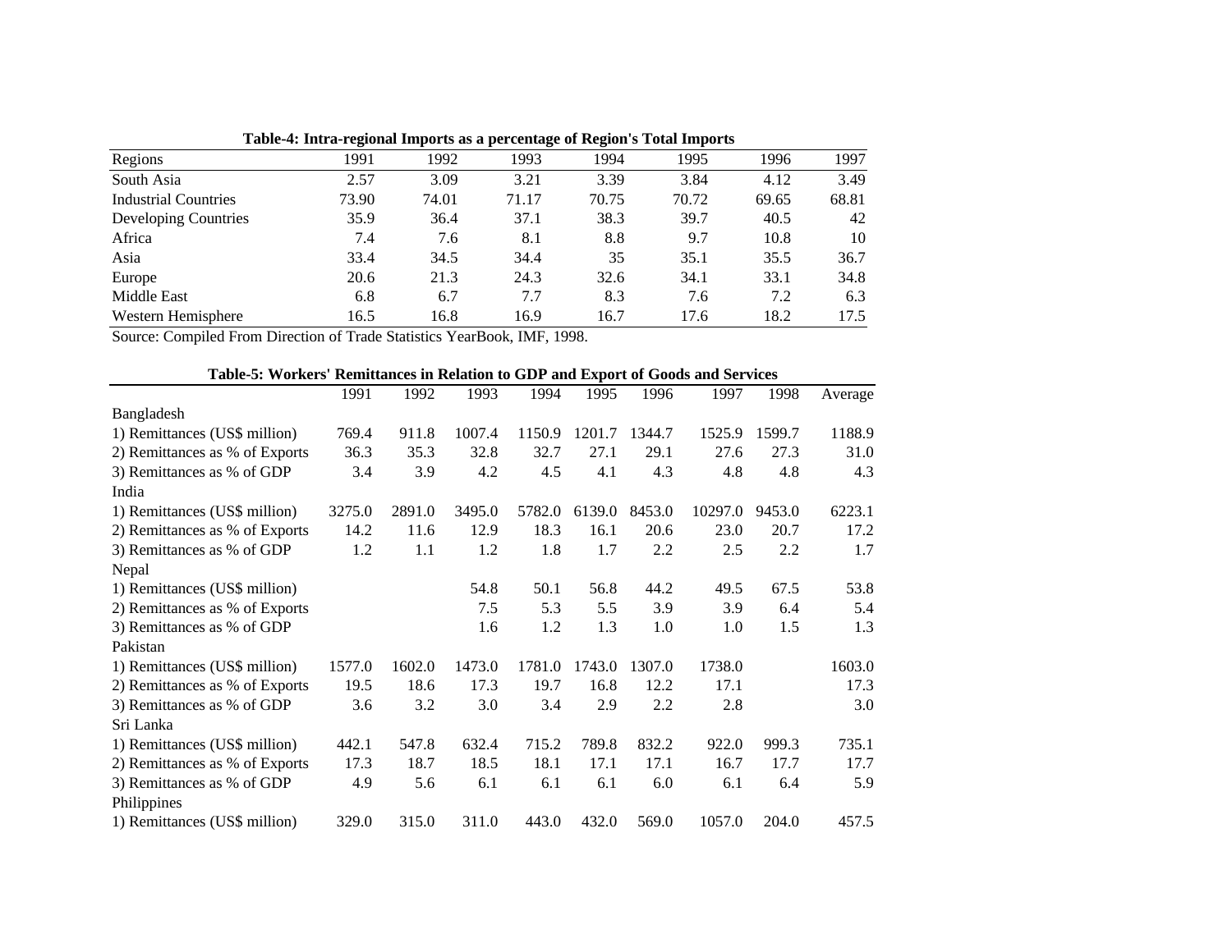**Table-4: Intra-regional Imports as a percentage of Region's Total Imports**

| Regions | 1991 | 1992 | 1993 | 1994 | 1995 | 1996 | 1997 |
|---|---|---|---|---|---|---|---|
| South Asia | 2.57 | 3.09 | 3.21 | 3.39 | 3.84 | 4.12 | 3.49 |
| Industrial Countries | 73.90 | 74.01 | 71.17 | 70.75 | 70.72 | 69.65 | 68.81 |
| Developing Countries | 35.9 | 36.4 | 37.1 | 38.3 | 39.7 | 40.5 | 42 |
| Africa | 7.4 | 7.6 | 8.1 | 8.8 | 9.7 | 10.8 | 10 |
| Asia | 33.4 | 34.5 | 34.4 | 35 | 35.1 | 35.5 | 36.7 |
| Europe | 20.6 | 21.3 | 24.3 | 32.6 | 34.1 | 33.1 | 34.8 |
| Middle East | 6.8 | 6.7 | 7.7 | 8.3 | 7.6 | 7.2 | 6.3 |
| Western Hemisphere | 16.5 | 16.8 | 16.9 | 16.7 | 17.6 | 18.2 | 17.5 |

Source: Compiled From Direction of Trade Statistics YearBook, IMF, 1998.

**Table-5: Workers' Remittances in Relation to GDP and Export of Goods and Services**

| | 1991 | 1992 | 1993 | 1994 | 1995 | 1996 | 1997 | 1998 | Average |
|---|---|---|---|---|---|---|---|---|---|
| Bangladesh | | | | | | | | | |
| 1) Remittances (US$ million) | 769.4 | 911.8 | 1007.4 | 1150.9 | 1201.7 | 1344.7 | 1525.9 | 1599.7 | 1188.9 |
| 2) Remittances as % of Exports | 36.3 | 35.3 | 32.8 | 32.7 | 27.1 | 29.1 | 27.6 | 27.3 | 31.0 |
| 3) Remittances as % of GDP | 3.4 | 3.9 | 4.2 | 4.5 | 4.1 | 4.3 | 4.8 | 4.8 | 4.3 |
| India | | | | | | | | | |
| 1) Remittances (US$ million) | 3275.0 | 2891.0 | 3495.0 | 5782.0 | 6139.0 | 8453.0 | 10297.0 | 9453.0 | 6223.1 |
| 2) Remittances as % of Exports | 14.2 | 11.6 | 12.9 | 18.3 | 16.1 | 20.6 | 23.0 | 20.7 | 17.2 |
| 3) Remittances as % of GDP | 1.2 | 1.1 | 1.2 | 1.8 | 1.7 | 2.2 | 2.5 | 2.2 | 1.7 |
| Nepal | | | | | | | | | |
| 1) Remittances (US$ million) | | | 54.8 | 50.1 | 56.8 | 44.2 | 49.5 | 67.5 | 53.8 |
| 2) Remittances as % of Exports | | | 7.5 | 5.3 | 5.5 | 3.9 | 3.9 | 6.4 | 5.4 |
| 3) Remittances as % of GDP | | | 1.6 | 1.2 | 1.3 | 1.0 | 1.0 | 1.5 | 1.3 |
| Pakistan | | | | | | | | | |
| 1) Remittances (US$ million) | 1577.0 | 1602.0 | 1473.0 | 1781.0 | 1743.0 | 1307.0 | 1738.0 | | 1603.0 |
| 2) Remittances as % of Exports | 19.5 | 18.6 | 17.3 | 19.7 | 16.8 | 12.2 | 17.1 | | 17.3 |
| 3) Remittances as % of GDP | 3.6 | 3.2 | 3.0 | 3.4 | 2.9 | 2.2 | 2.8 | | 3.0 |
| Sri Lanka | | | | | | | | | |
| 1) Remittances (US$ million) | 442.1 | 547.8 | 632.4 | 715.2 | 789.8 | 832.2 | 922.0 | 999.3 | 735.1 |
| 2) Remittances as % of Exports | 17.3 | 18.7 | 18.5 | 18.1 | 17.1 | 17.1 | 16.7 | 17.7 | 17.7 |
| 3) Remittances as % of GDP | 4.9 | 5.6 | 6.1 | 6.1 | 6.1 | 6.0 | 6.1 | 6.4 | 5.9 |
| Philippines | | | | | | | | | |
| 1) Remittances (US$ million) | 329.0 | 315.0 | 311.0 | 443.0 | 432.0 | 569.0 | 1057.0 | 204.0 | 457.5 |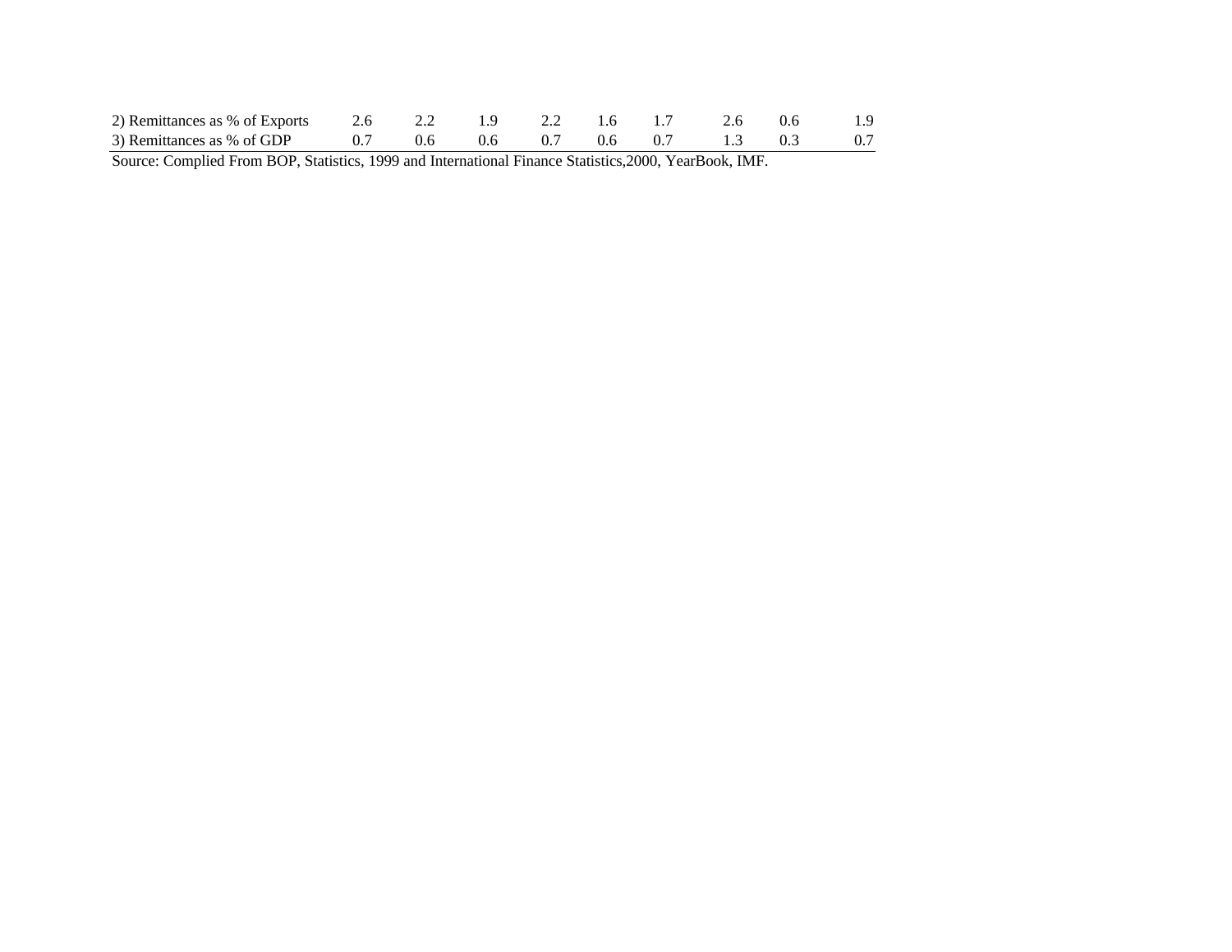| | | | | | | | | | |
|---|---|---|---|---|---|---|---|---|---|
| 2) Remittances as % of Exports | 2.6 | 2.2 | 1.9 | 2.2 | 1.6 | 1.7 | 2.6 | 0.6 | 1.9 |
| 3) Remittances as % of GDP | 0.7 | 0.6 | 0.6 | 0.7 | 0.6 | 0.7 | 1.3 | 0.3 | 0.7 |

Source: Complied From BOP, Statistics, 1999 and International Finance Statistics,2000, YearBook, IMF.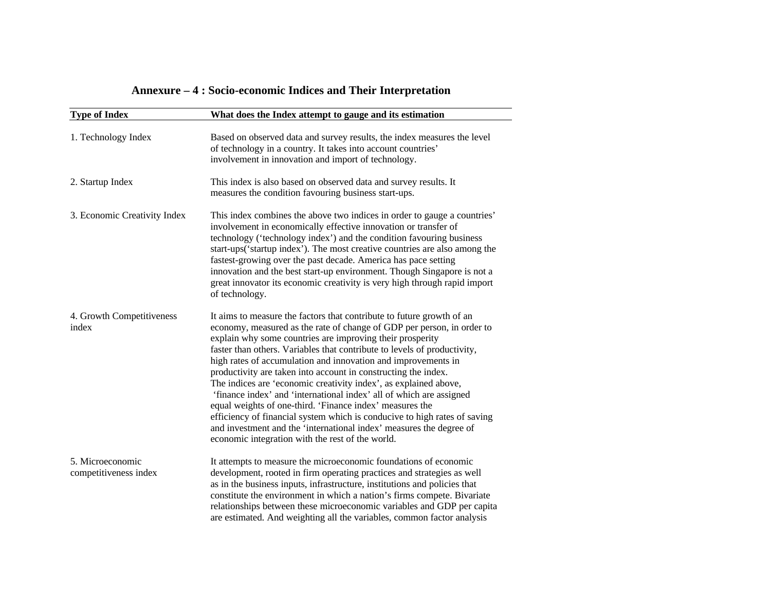## Annexure – 4 : Socio-economic Indices and Their Interpretation

| Type of Index | What does the Index attempt to gauge and its estimation |
|---|---|
| 1. Technology Index | Based on observed data and survey results, the index measures the level of technology in a country. It takes into account countries' involvement in innovation and import of technology. |
| 2. Startup Index | This index is also based on observed data and survey results. It measures the condition favouring business start-ups. |
| 3. Economic Creativity Index | This index combines the above two indices in order to gauge a countries' involvement in economically effective innovation or transfer of technology ('technology index') and the condition favouring business start-ups('startup index'). The most creative countries are also among the fastest-growing over the past decade. America has pace setting innovation and the best start-up environment. Though Singapore is not a great innovator its economic creativity is very high through rapid import of technology. |
| 4. Growth Competitiveness index | It aims to measure the factors that contribute to future growth of an economy, measured as the rate of change of GDP per person, in order to explain why some countries are improving their prosperity faster than others. Variables that contribute to levels of productivity, high rates of accumulation and innovation and improvements in productivity are taken into account in constructing the index. The indices are 'economic creativity index', as explained above, 'finance index' and 'international index' all of which are assigned equal weights of one-third. 'Finance index' measures the efficiency of financial system which is conducive to high rates of saving and investment and the 'international index' measures the degree of economic integration with the rest of the world. |
| 5. Microeconomic competitiveness index | It attempts to measure the microeconomic foundations of economic development, rooted in firm operating practices and strategies as well as in the business inputs, infrastructure, institutions and policies that constitute the environment in which a nation's firms compete. Bivariate relationships between these microeconomic variables and GDP per capita are estimated. And weighting all the variables, common factor analysis |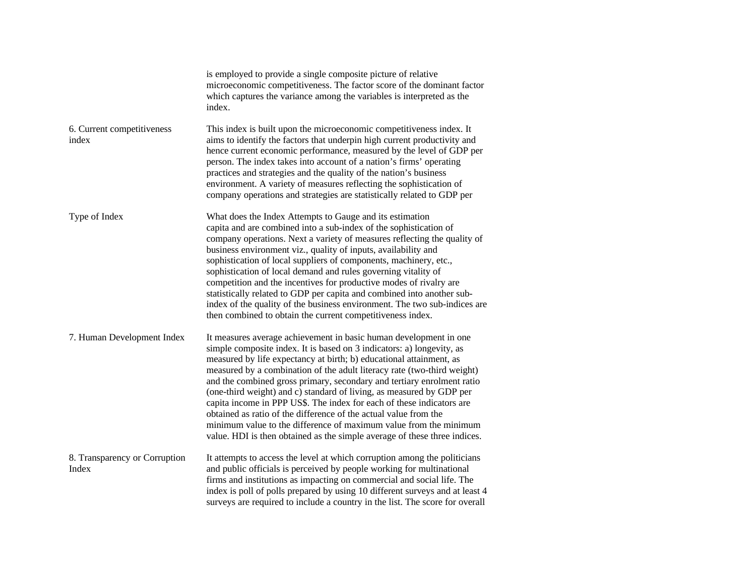| | |
|---|---|
| | is employed to provide a single composite picture of relative microeconomic competitiveness. The factor score of the dominant factor which captures the variance among the variables is interpreted as the index. |
| 6. Current competitiveness index | This index is built upon the microeconomic competitiveness index. It aims to identify the factors that underpin high current productivity and hence current economic performance, measured by the level of GDP per person. The index takes into account of a nation's firms' operating practices and strategies and the quality of the nation's business environment. A variety of measures reflecting the sophistication of company operations and strategies are statistically related to GDP per |

| Type of Index | What does the Index Attempts to Gauge and its estimation |
|---|---|
| | capita and are combined into a sub-index of the sophistication of company operations. Next a variety of measures reflecting the quality of business environment viz., quality of inputs, availability and sophistication of local suppliers of components, machinery, etc., sophistication of local demand and rules governing vitality of competition and the incentives for productive modes of rivalry are statistically related to GDP per capita and combined into another sub-index of the quality of the business environment. The two sub-indices are then combined to obtain the current competitiveness index. |
| 7. Human Development Index | It measures average achievement in basic human development in one simple composite index. It is based on 3 indicators: a) longevity, as measured by life expectancy at birth; b) educational attainment, as measured by a combination of the adult literacy rate (two-third weight) and the combined gross primary, secondary and tertiary enrolment ratio (one-third weight) and c) standard of living, as measured by GDP per capita income in PPP US$. The index for each of these indicators are obtained as ratio of the difference of the actual value from the minimum value to the difference of maximum value from the minimum value. HDI is then obtained as the simple average of these three indices. |
| 8. Transparency or Corruption Index | It attempts to access the level at which corruption among the politicians and public officials is perceived by people working for multinational firms and institutions as impacting on commercial and social life. The index is poll of polls prepared by using 10 different surveys and at least 4 surveys are required to include a country in the list. The score for overall |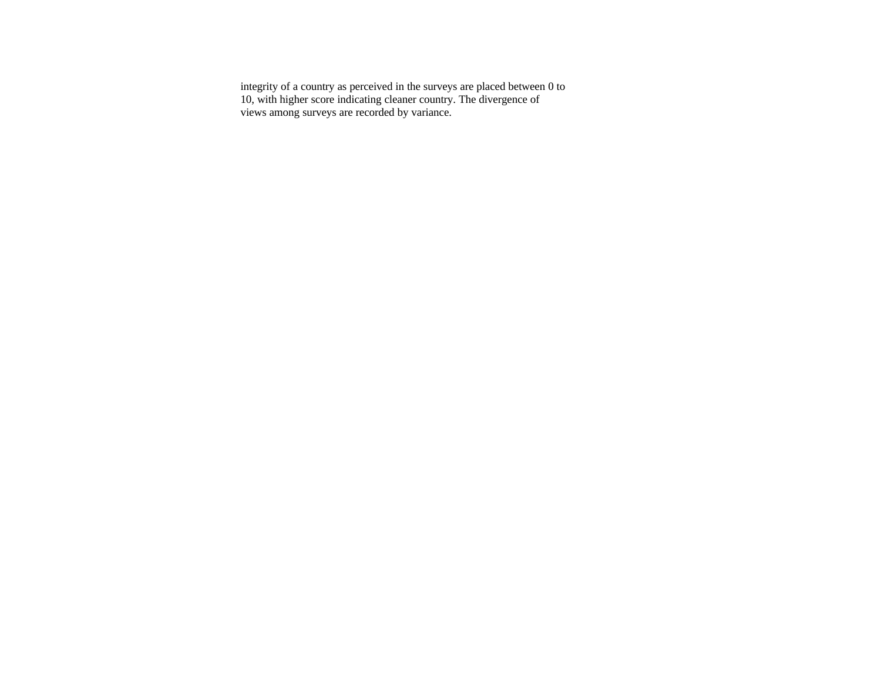integrity of a country as perceived in the surveys are placed between 0 to 10, with higher score indicating cleaner country. The divergence of views among surveys are recorded by variance.